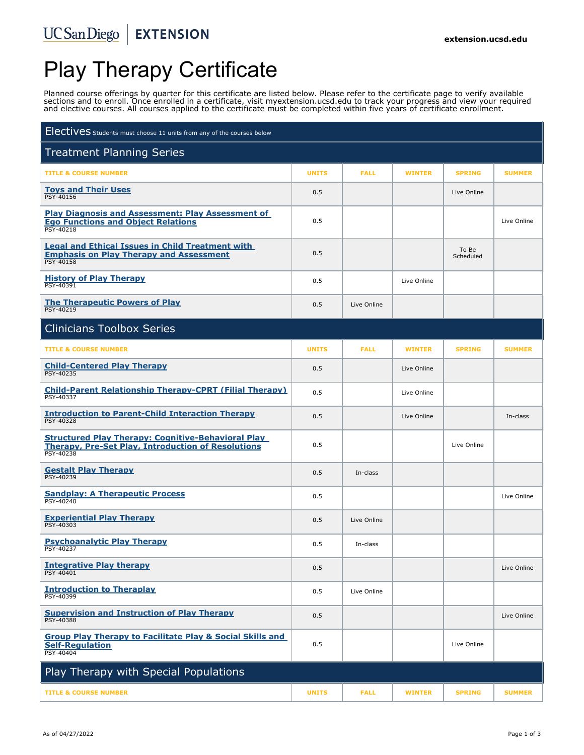# Play Therapy Certificate

Planned course offerings by quarter for this certificate are listed below. Please refer to the certificate page to verify available sections and to enroll. Once enrolled in a certificate, visit myextension.ucsd.edu to track your progress and view your required and elective courses. All courses applied to the certificate must be completed within five years of certificate enrollment.

## Electives

Students must choose 11 units from any of the courses below

### Treatment Planning Series

| TITLE & COURSE NUMBER | UNITS | FALL | WINTER | SPRING | SUMMER |
|---|---|---|---|---|---|
| **Toys and Their Uses** PSY-40156 | 0.5 | | | Live Online | |
| **Play Diagnosis and Assessment: Play Assessment of Ego Functions and Object Relations** PSY-40218 | 0.5 | | | | Live Online |
| **Legal and Ethical Issues in Child Treatment with Emphasis on Play Therapy and Assessment** PSY-40158 | 0.5 | | | To Be Scheduled | |
| **History of Play Therapy** PSY-40391 | 0.5 | | Live Online | | |
| **The Therapeutic Powers of Play** PSY-40219 | 0.5 | Live Online | | | |

### Clinicians Toolbox Series

| TITLE & COURSE NUMBER | UNITS | FALL | WINTER | SPRING | SUMMER |
|---|---|---|---|---|---|
| **Child-Centered Play Therapy** PSY-40235 | 0.5 | | Live Online | | |
| **Child-Parent Relationship Therapy-CPRT (Filial Therapy)** PSY-40337 | 0.5 | | Live Online | | |
| **Introduction to Parent-Child Interaction Therapy** PSY-40328 | 0.5 | | Live Online | | In-class |
| **Structured Play Therapy: Cognitive-Behavioral Play Therapy, Pre-Set Play, Introduction of Resolutions** PSY-40238 | 0.5 | | | Live Online | |
| **Gestalt Play Therapy** PSY-40239 | 0.5 | In-class | | | |
| **Sandplay: A Therapeutic Process** PSY-40240 | 0.5 | | | | Live Online |
| **Experiential Play Therapy** PSY-40303 | 0.5 | Live Online | | | |
| **Psychoanalytic Play Therapy** PSY-40237 | 0.5 | In-class | | | |
| **Integrative Play therapy** PSY-40401 | 0.5 | | | | Live Online |
| **Introduction to Theraplay** PSY-40399 | 0.5 | Live Online | | | |
| **Supervision and Instruction of Play Therapy** PSY-40388 | 0.5 | | | | Live Online |
| **Group Play Therapy to Facilitate Play & Social Skills and Self-Regulation** PSY-40404 | 0.5 | | | Live Online | |

### Play Therapy with Special Populations

| TITLE & COURSE NUMBER | UNITS | FALL | WINTER | SPRING | SUMMER |
|---|---|---|---|---|---|

As of 04/27/2022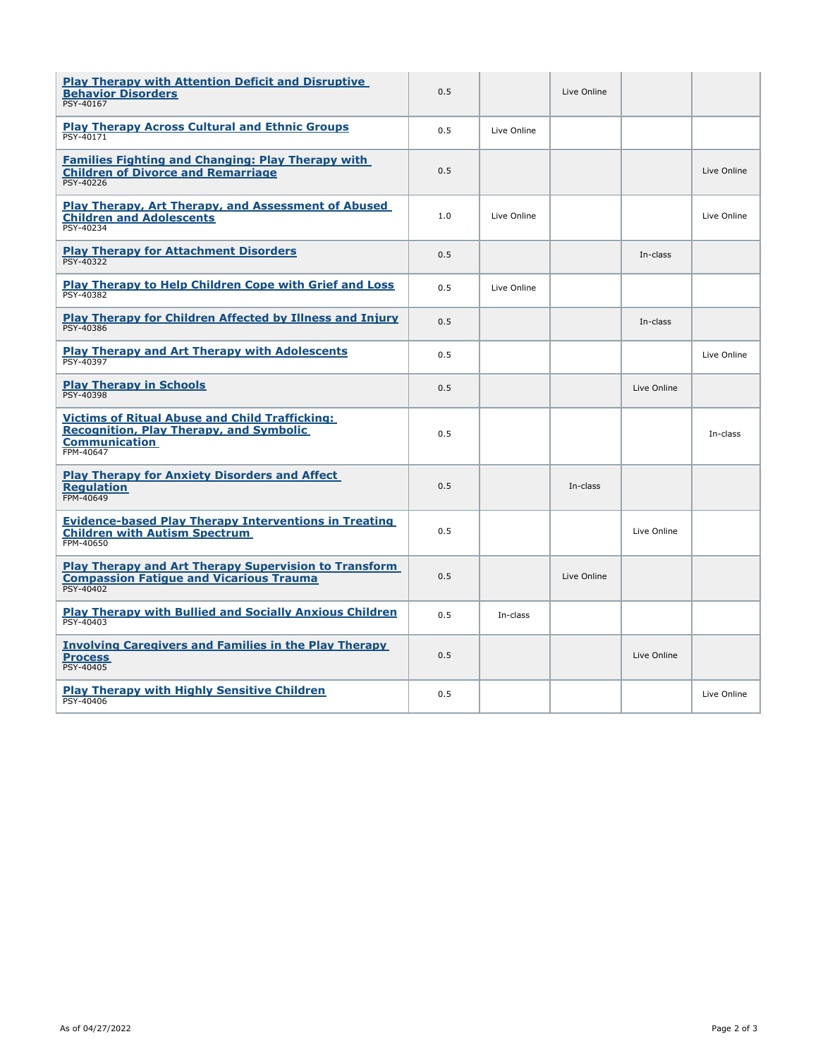| | | | | | |
|---|---|---|---|---|---|
| **Play Therapy with Attention Deficit and Disruptive Behavior Disorders**<br>PSY-40167 | 0.5 | | Live Online | | |
| **Play Therapy Across Cultural and Ethnic Groups**<br>PSY-40171 | 0.5 | Live Online | | | |
| **Families Fighting and Changing: Play Therapy with Children of Divorce and Remarriage**<br>PSY-40226 | 0.5 | | | | Live Online |
| **Play Therapy, Art Therapy, and Assessment of Abused Children and Adolescents**<br>PSY-40234 | 1.0 | Live Online | | | Live Online |
| **Play Therapy for Attachment Disorders**<br>PSY-40322 | 0.5 | | | In-class | |
| **Play Therapy to Help Children Cope with Grief and Loss**<br>PSY-40382 | 0.5 | Live Online | | | |
| **Play Therapy for Children Affected by Illness and Injury**<br>PSY-40386 | 0.5 | | | In-class | |
| **Play Therapy and Art Therapy with Adolescents**<br>PSY-40397 | 0.5 | | | | Live Online |
| **Play Therapy in Schools**<br>PSY-40398 | 0.5 | | | Live Online | |
| **Victims of Ritual Abuse and Child Trafficking: Recognition, Play Therapy, and Symbolic Communication**<br>FPM-40647 | 0.5 | | | | In-class |
| **Play Therapy for Anxiety Disorders and Affect Regulation**<br>FPM-40649 | 0.5 | | In-class | | |
| **Evidence-based Play Therapy Interventions in Treating Children with Autism Spectrum**<br>FPM-40650 | 0.5 | | | Live Online | |
| **Play Therapy and Art Therapy Supervision to Transform Compassion Fatigue and Vicarious Trauma**<br>PSY-40402 | 0.5 | | Live Online | | |
| **Play Therapy with Bullied and Socially Anxious Children**<br>PSY-40403 | 0.5 | In-class | | | |
| **Involving Caregivers and Families in the Play Therapy Process**<br>PSY-40405 | 0.5 | | | Live Online | |
| **Play Therapy with Highly Sensitive Children**<br>PSY-40406 | 0.5 | | | | Live Online |

As of 04/27/2022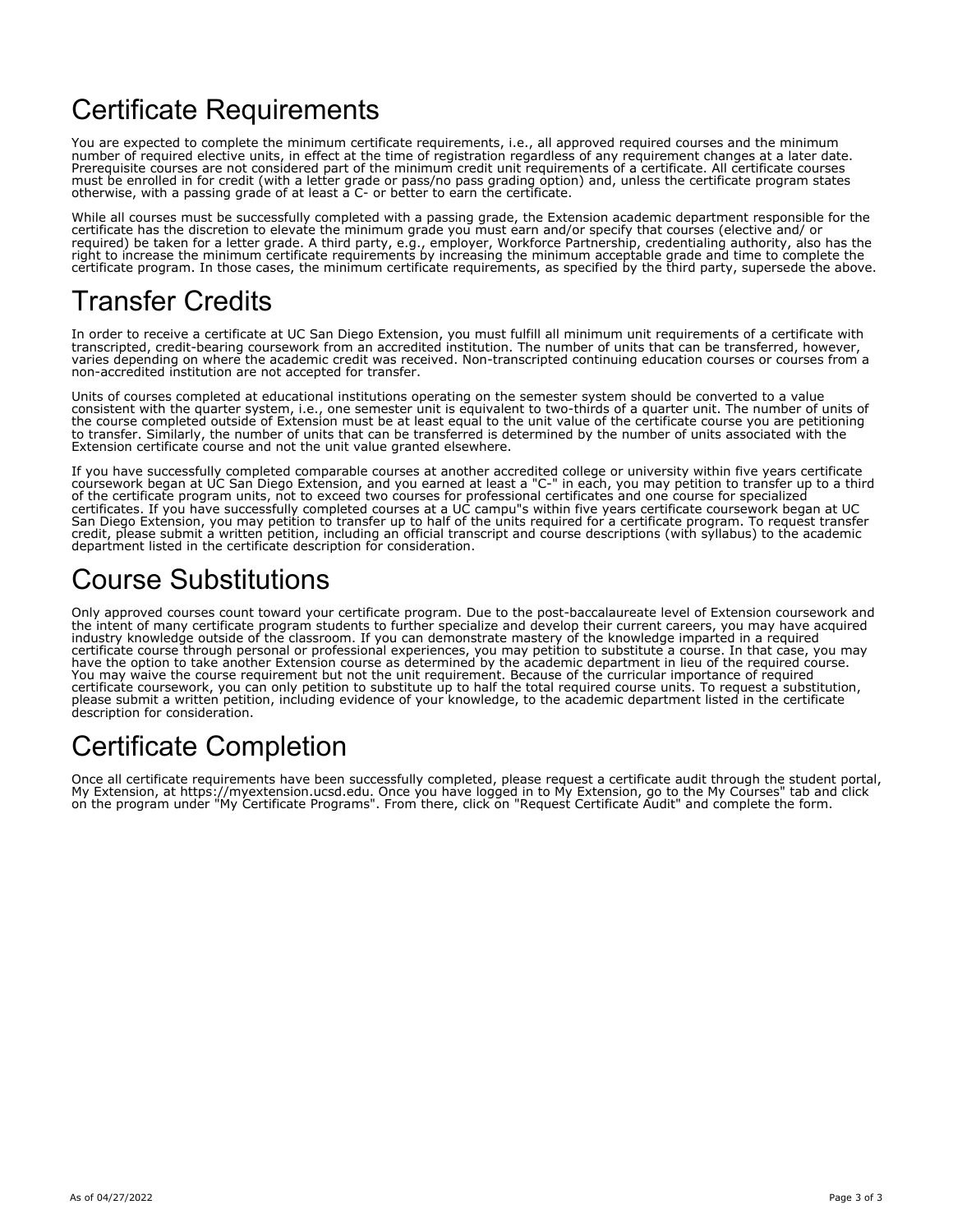# Certificate Requirements

You are expected to complete the minimum certificate requirements, i.e., all approved required courses and the minimum number of required elective units, in effect at the time of registration regardless of any requirement changes at a later date. Prerequisite courses are not considered part of the minimum credit unit requirements of a certificate. All certificate courses must be enrolled in for credit (with a letter grade or pass/no pass grading option) and, unless the certificate program states otherwise, with a passing grade of at least a C- or better to earn the certificate.

While all courses must be successfully completed with a passing grade, the Extension academic department responsible for the certificate has the discretion to elevate the minimum grade you must earn and/or specify that courses (elective and/ or required) be taken for a letter grade. A third party, e.g., employer, Workforce Partnership, credentialing authority, also has the right to increase the minimum certificate requirements by increasing the minimum acceptable grade and time to complete the certificate program. In those cases, the minimum certificate requirements, as specified by the third party, supersede the above.

# Transfer Credits

In order to receive a certificate at UC San Diego Extension, you must fulfill all minimum unit requirements of a certificate with transcripted, credit-bearing coursework from an accredited institution. The number of units that can be transferred, however, varies depending on where the academic credit was received. Non-transcripted continuing education courses or courses from a non-accredited institution are not accepted for transfer.

Units of courses completed at educational institutions operating on the semester system should be converted to a value consistent with the quarter system, i.e., one semester unit is equivalent to two-thirds of a quarter unit. The number of units of the course completed outside of Extension must be at least equal to the unit value of the certificate course you are petitioning to transfer. Similarly, the number of units that can be transferred is determined by the number of units associated with the Extension certificate course and not the unit value granted elsewhere.

If you have successfully completed comparable courses at another accredited college or university within five years certificate coursework began at UC San Diego Extension, and you earned at least a "C-" in each, you may petition to transfer up to a third of the certificate program units, not to exceed two courses for professional certificates and one course for specialized certificates. If you have successfully completed courses at a UC campu"s within five years certificate coursework began at UC San Diego Extension, you may petition to transfer up to half of the units required for a certificate program. To request transfer credit, please submit a written petition, including an official transcript and course descriptions (with syllabus) to the academic department listed in the certificate description for consideration.

# Course Substitutions

Only approved courses count toward your certificate program. Due to the post-baccalaureate level of Extension coursework and the intent of many certificate program students to further specialize and develop their current careers, you may have acquired industry knowledge outside of the classroom. If you can demonstrate mastery of the knowledge imparted in a required certificate course through personal or professional experiences, you may petition to substitute a course. In that case, you may have the option to take another Extension course as determined by the academic department in lieu of the required course. You may waive the course requirement but not the unit requirement. Because of the curricular importance of required certificate coursework, you can only petition to substitute up to half the total required course units. To request a substitution, please submit a written petition, including evidence of your knowledge, to the academic department listed in the certificate description for consideration.

# Certificate Completion

Once all certificate requirements have been successfully completed, please request a certificate audit through the student portal, My Extension, at https://myextension.ucsd.edu. Once you have logged in to My Extension, go to the My Courses" tab and click on the program under "My Certificate Programs". From there, click on "Request Certificate Audit" and complete the form.

As of 04/27/2022